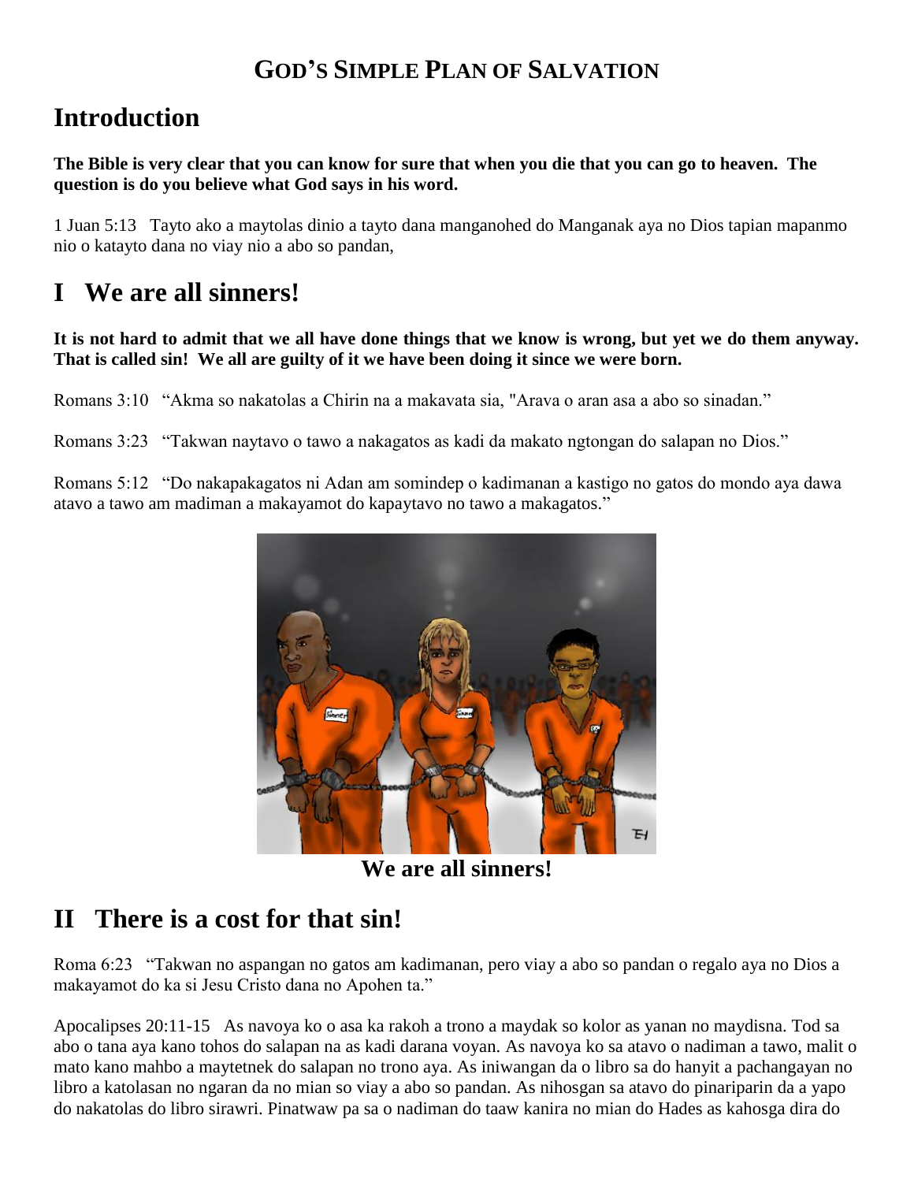# God's Simple Plan of Salvation

## Introduction

**The Bible is very clear that you can know for sure that when you die that you can go to heaven. The question is do you believe what God says in his word.**

1 Juan 5:13 Tayto ako a maytolas dinio a tayto dana manganohed do Manganak aya no Dios tapian mapanmo nio o katayto dana no viay nio a abo so pandan,

## I We are all sinners!

**It is not hard to admit that we all have done things that we know is wrong, but yet we do them anyway. That is called sin! We all are guilty of it we have been doing it since we were born.**

Romans 3:10 "Akma so nakatolas a Chirin na a makavata sia, "Arava o aran asa a abo so sinadan."

Romans 3:23 "Takwan naytavo o tawo a nakagatos as kadi da makato ngtongan do salapan no Dios."

Romans 5:12 "Do nakapakagatos ni Adan am somindep o kadimanan a kastigo no gatos do mondo aya dawa atavo a tawo am madiman a makayamot do kapaytavo no tawo a makagatos."

**We are all sinners!**

## II There is a cost for that sin!

Roma 6:23 "Takwan no aspangan no gatos am kadimanan, pero viay a abo so pandan o regalo aya no Dios a makayamot do ka si Jesu Cristo dana no Apohen ta."

Apocalipses 20:11-15 As navoya ko o asa ka rakoh a trono a maydak so kolor as yanan no maydisna. Tod sa abo o tana aya kano tohos do salapan na as kadi darana voyan. As navoya ko sa atavo o nadiman a tawo, malit o mato kano mahbo a maytetnek do salapan no trono aya. As iniwangan da o libro sa do hanyit a pachangayan no libro a katolasan no ngaran da no mian so viay a abo so pandan. As nihosgan sa atavo do pinariparin da a yapo do nakatolas do libro sirawri. Pinatwaw pa sa o nadiman do taaw kanira no mian do Hades as kahosga dira do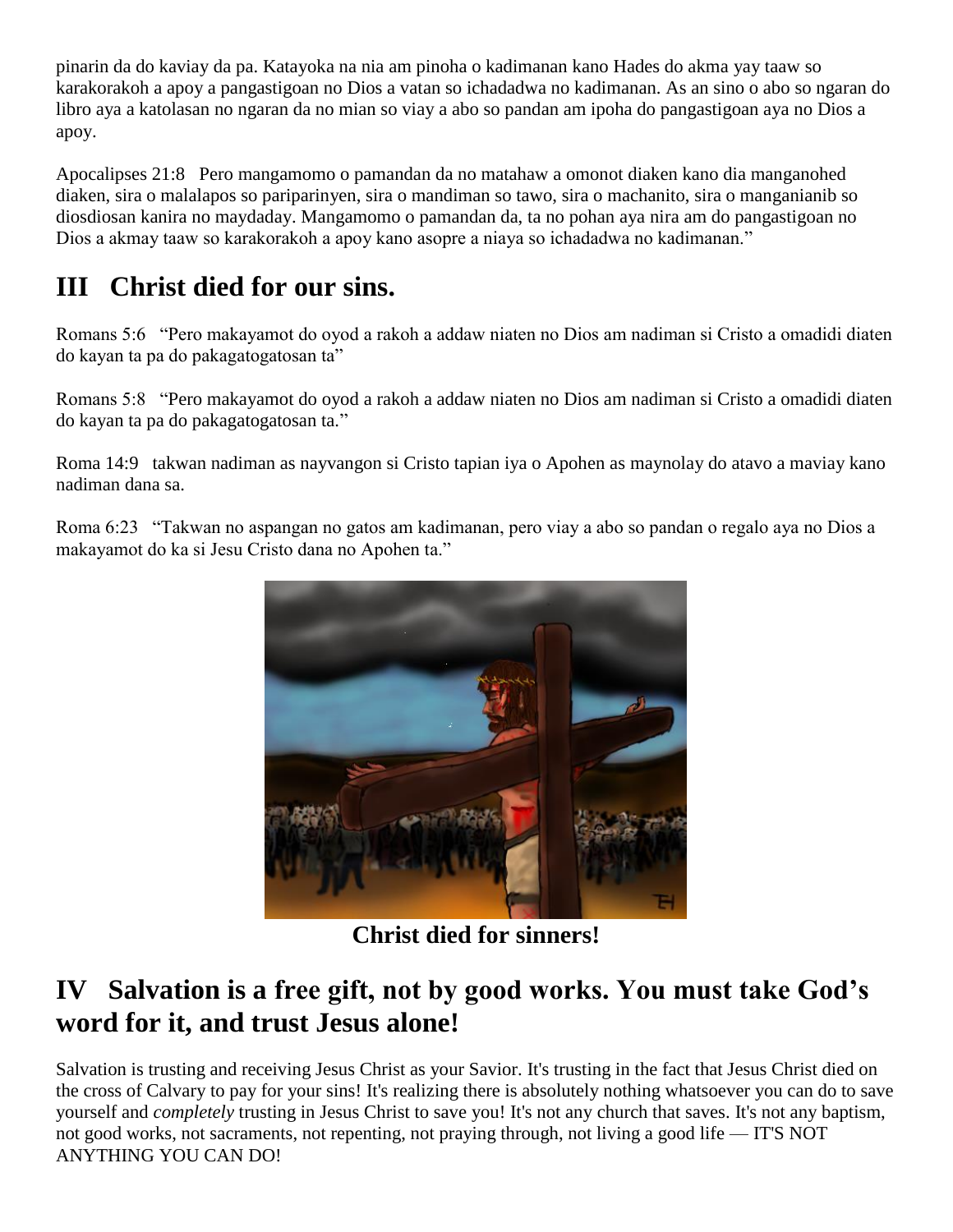pinarin da do kaviay da pa. Katayoka na nia am pinoha o kadimanan kano Hades do akma yay taaw so karakorakoh a apoy a pangastigoan no Dios a vatan so ichadadwa no kadimanan. As an sino o abo so ngaran do libro aya a katolasan no ngaran da no mian so viay a abo so pandan am ipoha do pangastigoan aya no Dios a apoy.

Apocalipses 21:8   Pero mangamomo o pamandan da no matahaw a omonot diaken kano dia manganohed diaken, sira o malalapos so pariparinyen, sira o mandiman so tawo, sira o machanito, sira o manganianib so diosdiosan kanira no maydaday. Mangamomo o pamandan da, ta no pohan aya nira am do pangastigoan no Dios a akmay taaw so karakorakoh a apoy kano asopre a niaya so ichadadwa no kadimanan."

## III   Christ died for our sins.

Romans 5:6   "Pero makayamot do oyod a rakoh a addaw niaten no Dios am nadiman si Cristo a omadidi diaten do kayan ta pa do pakagatogatosan ta"

Romans 5:8   "Pero makayamot do oyod a rakoh a addaw niaten no Dios am nadiman si Cristo a omadidi diaten do kayan ta pa do pakagatogatosan ta."

Roma 14:9   takwan nadiman as nayvangon si Cristo tapian iya o Apohen as maynolay do atavo a maviay kano nadiman dana sa.

Roma 6:23   "Takwan no aspangan no gatos am kadimanan, pero viay a abo so pandan o regalo aya no Dios a makayamot do ka si Jesu Cristo dana no Apohen ta."

**Christ died for sinners!**

## IV   Salvation is a free gift, not by good works. You must take God's word for it, and trust Jesus alone!

Salvation is trusting and receiving Jesus Christ as your Savior. It's trusting in the fact that Jesus Christ died on the cross of Calvary to pay for your sins! It's realizing there is absolutely nothing whatsoever you can do to save yourself and *completely* trusting in Jesus Christ to save you! It's not any church that saves. It's not any baptism, not good works, not sacraments, not repenting, not praying through, not living a good life — IT'S NOT ANYTHING YOU CAN DO!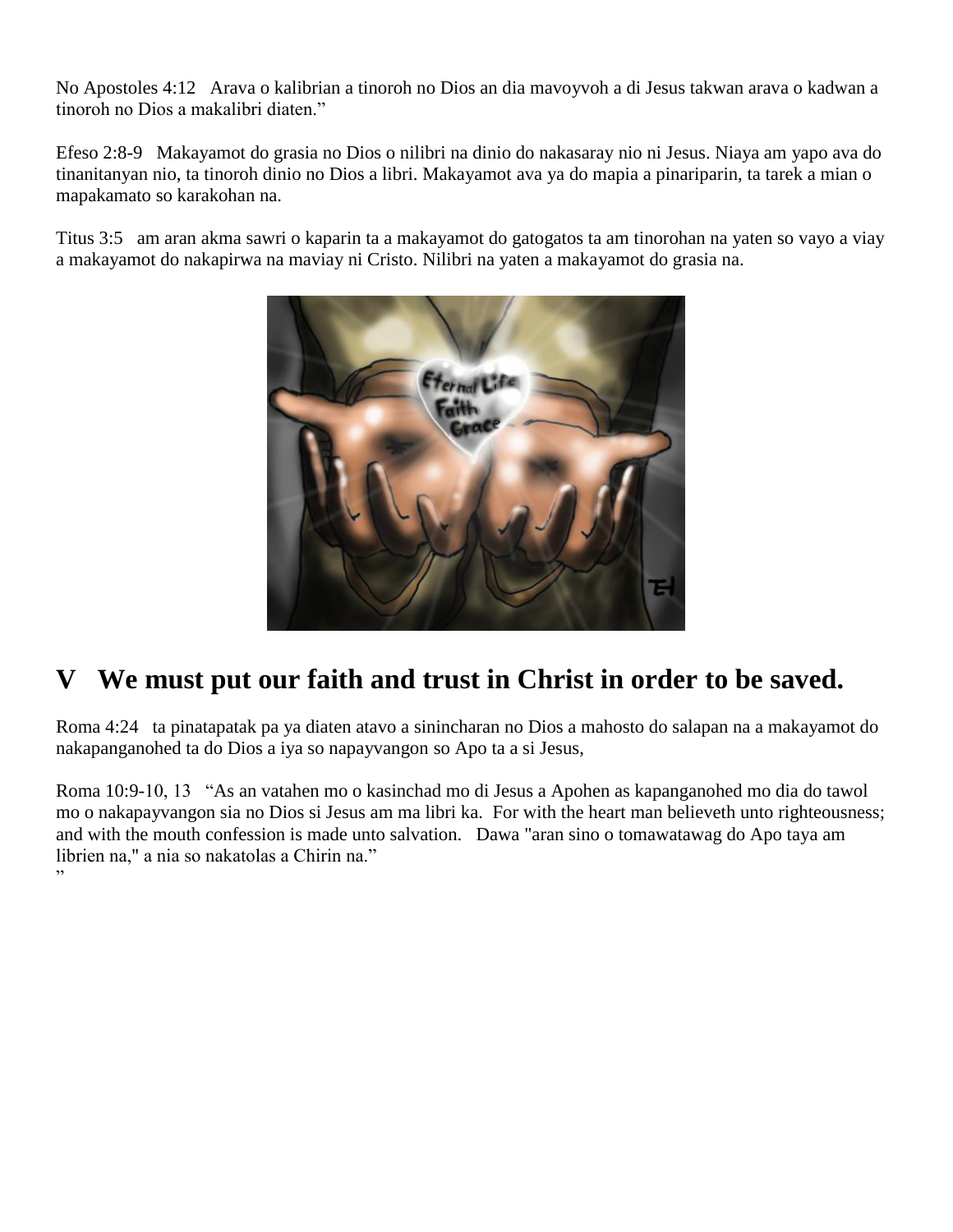No Apostoles 4:12   Arava o kalibrian a tinoroh no Dios an dia mavoyvoh a di Jesus takwan arava o kadwan a tinoroh no Dios a makalibri diaten."

Efeso 2:8-9   Makayamot do grasia no Dios o nilibri na dinio do nakasaray nio ni Jesus. Niaya am yapo ava do tinanitanyan nio, ta tinoroh dinio no Dios a libri. Makayamot ava ya do mapia a pinariparin, ta tarek a mian o mapakamato so karakohan na.

Titus 3:5   am aran akma sawri o kaparin ta a makayamot do gatogatos ta am tinorohan na yaten so vayo a viay a makayamot do nakapirwa na maviay ni Cristo. Nilibri na yaten a makayamot do grasia na.

# V   We must put our faith and trust in Christ in order to be saved.

Roma 4:24   ta pinatapatak pa ya diaten atavo a sinincharan no Dios a mahosto do salapan na a makayamot do nakapanganohed ta do Dios a iya so napayvangon so Apo ta a si Jesus,

Roma 10:9-10, 13   "As an vatahen mo o kasinchad mo di Jesus a Apohen as kapanganohed mo dia do tawol mo o nakapayvangon sia no Dios si Jesus am ma libri ka.  For with the heart man believeth unto righteousness; and with the mouth confession is made unto salvation.   Dawa "aran sino o tomawatawag do Apo taya am librien na," a nia so nakatolas a Chirin na."
"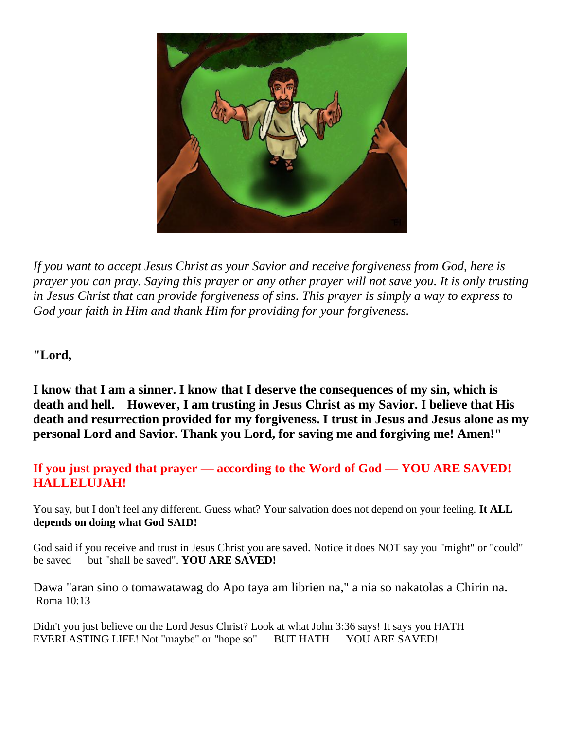*If you want to accept Jesus Christ as your Savior and receive forgiveness from God, here is prayer you can pray. Saying this prayer or any other prayer will not save you. It is only trusting in Jesus Christ that can provide forgiveness of sins. This prayer is simply a way to express to God your faith in Him and thank Him for providing for your forgiveness.*

**"Lord,**

**I know that I am a sinner. I know that I deserve the consequences of my sin, which is death and hell. However, I am trusting in Jesus Christ as my Savior. I believe that His death and resurrection provided for my forgiveness. I trust in Jesus and Jesus alone as my personal Lord and Savior. Thank you Lord, for saving me and forgiving me! Amen!"**

**If you just prayed that prayer — according to the Word of God — YOU ARE SAVED! HALLELUJAH!**

You say, but I don't feel any different. Guess what? Your salvation does not depend on your feeling. **It ALL depends on doing what God SAID!**

God said if you receive and trust in Jesus Christ you are saved. Notice it does NOT say you "might" or "could" be saved — but "shall be saved". **YOU ARE SAVED!**

Dawa "aran sino o tomawatawag do Apo taya am librien na," a nia so nakatolas a Chirin na. Roma 10:13

Didn't you just believe on the Lord Jesus Christ? Look at what John 3:36 says! It says you HATH EVERLASTING LIFE! Not "maybe" or "hope so" — BUT HATH — YOU ARE SAVED!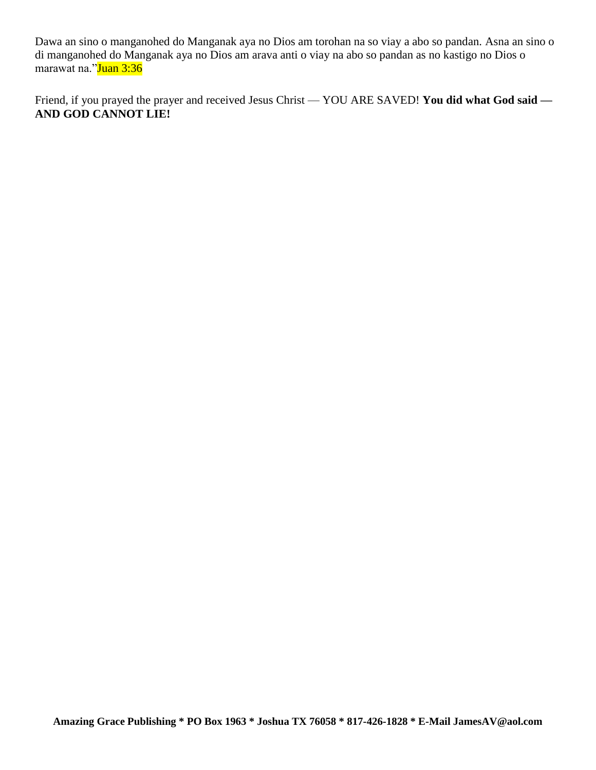Dawa an sino o manganohed do Manganak aya no Dios am torohan na so viay a abo so pandan. Asna an sino o di manganohed do Manganak aya no Dios am arava anti o viay na abo so pandan as no kastigo no Dios o marawat na."Juan 3:36

Friend, if you prayed the prayer and received Jesus Christ — YOU ARE SAVED! **You did what God said — AND GOD CANNOT LIE!**

**Amazing Grace Publishing * PO Box 1963 * Joshua TX 76058 * 817-426-1828 * E-Mail JamesAV@aol.com**